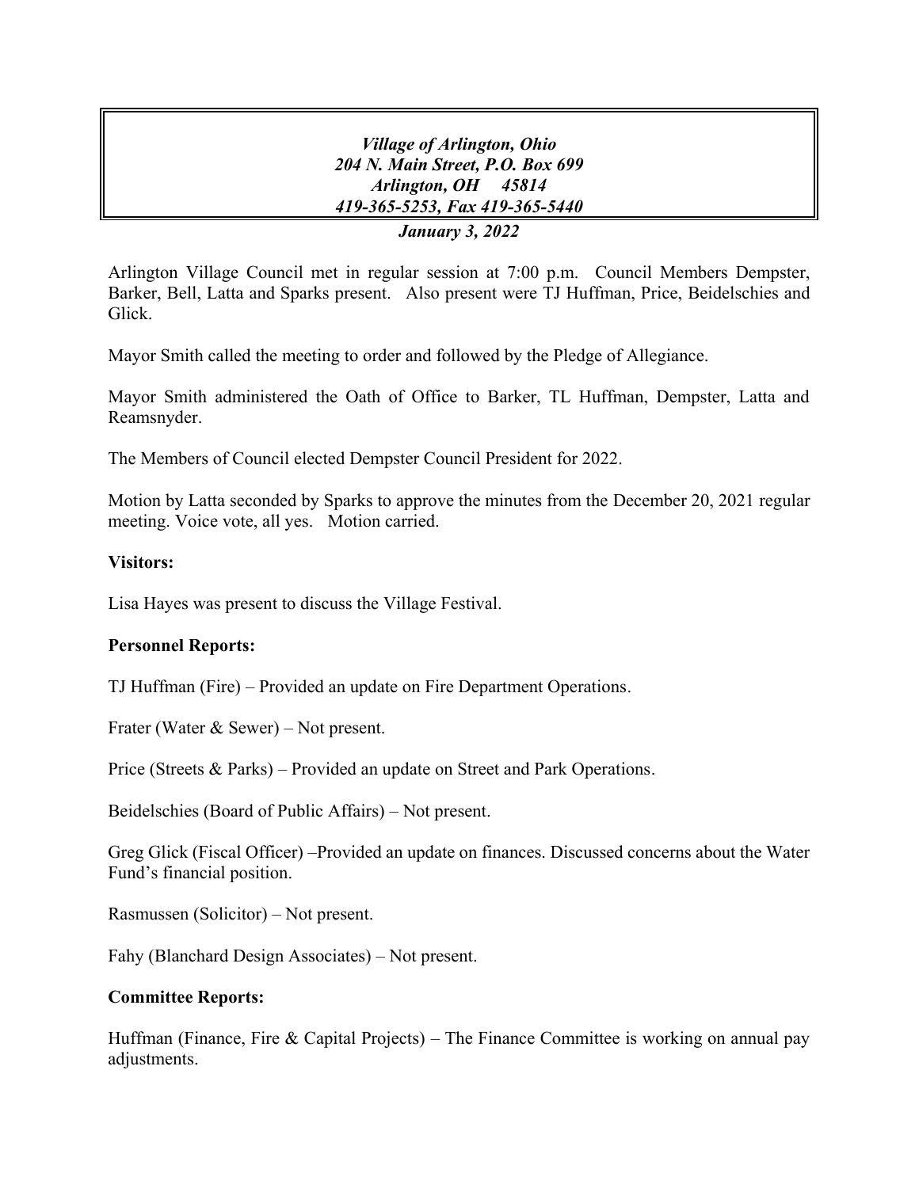***Village of Arlington, Ohio***
***204 N. Main Street, P.O. Box 699***
***Arlington, OH 45814***
***419-365-5253, Fax 419-365-5440***

***January 3, 2022***

Arlington Village Council met in regular session at 7:00 p.m. Council Members Dempster, Barker, Bell, Latta and Sparks present. Also present were TJ Huffman, Price, Beidelschies and Glick.

Mayor Smith called the meeting to order and followed by the Pledge of Allegiance.

Mayor Smith administered the Oath of Office to Barker, TL Huffman, Dempster, Latta and Reamsnyder.

The Members of Council elected Dempster Council President for 2022.

Motion by Latta seconded by Sparks to approve the minutes from the December 20, 2021 regular meeting. Voice vote, all yes. Motion carried.

**Visitors:**

Lisa Hayes was present to discuss the Village Festival.

**Personnel Reports:**

TJ Huffman (Fire) – Provided an update on Fire Department Operations.

Frater (Water & Sewer) – Not present.

Price (Streets & Parks) – Provided an update on Street and Park Operations.

Beidelschies (Board of Public Affairs) – Not present.

Greg Glick (Fiscal Officer) –Provided an update on finances. Discussed concerns about the Water Fund's financial position.

Rasmussen (Solicitor) – Not present.

Fahy (Blanchard Design Associates) – Not present.

**Committee Reports:**

Huffman (Finance, Fire & Capital Projects) – The Finance Committee is working on annual pay adjustments.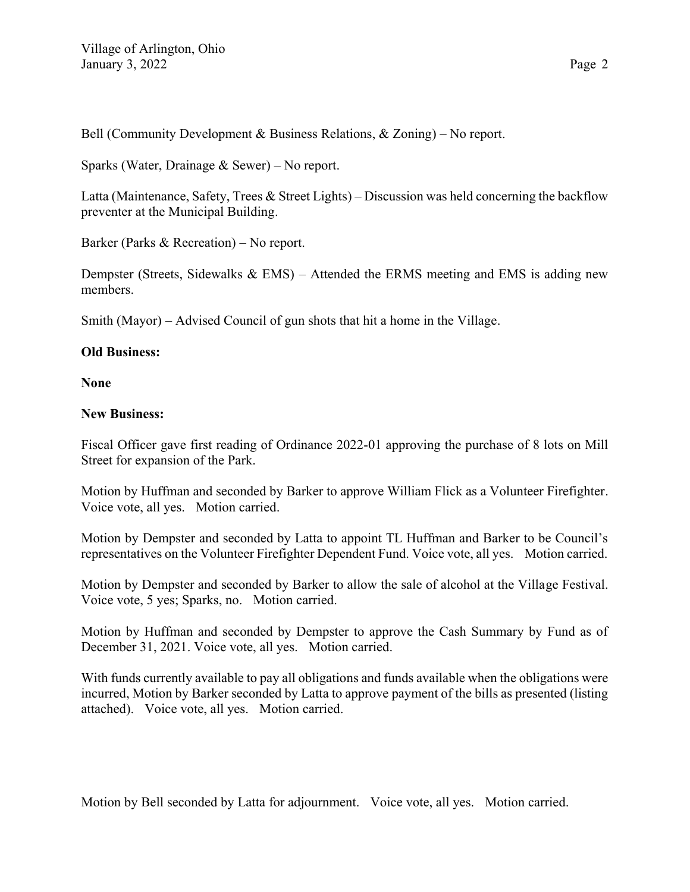Bell (Community Development & Business Relations, & Zoning) – No report.

Sparks (Water, Drainage & Sewer) – No report.

Latta (Maintenance, Safety, Trees & Street Lights) – Discussion was held concerning the backflow preventer at the Municipal Building.

Barker (Parks & Recreation) – No report.

Dempster (Streets, Sidewalks & EMS) – Attended the ERMS meeting and EMS is adding new members.

Smith (Mayor) – Advised Council of gun shots that hit a home in the Village.

**Old Business:**

**None**

**New Business:**

Fiscal Officer gave first reading of Ordinance 2022-01 approving the purchase of 8 lots on Mill Street for expansion of the Park.

Motion by Huffman and seconded by Barker to approve William Flick as a Volunteer Firefighter. Voice vote, all yes. Motion carried.

Motion by Dempster and seconded by Latta to appoint TL Huffman and Barker to be Council's representatives on the Volunteer Firefighter Dependent Fund. Voice vote, all yes. Motion carried.

Motion by Dempster and seconded by Barker to allow the sale of alcohol at the Village Festival. Voice vote, 5 yes; Sparks, no. Motion carried.

Motion by Huffman and seconded by Dempster to approve the Cash Summary by Fund as of December 31, 2021. Voice vote, all yes. Motion carried.

With funds currently available to pay all obligations and funds available when the obligations were incurred, Motion by Barker seconded by Latta to approve payment of the bills as presented (listing attached). Voice vote, all yes. Motion carried.

Motion by Bell seconded by Latta for adjournment. Voice vote, all yes. Motion carried.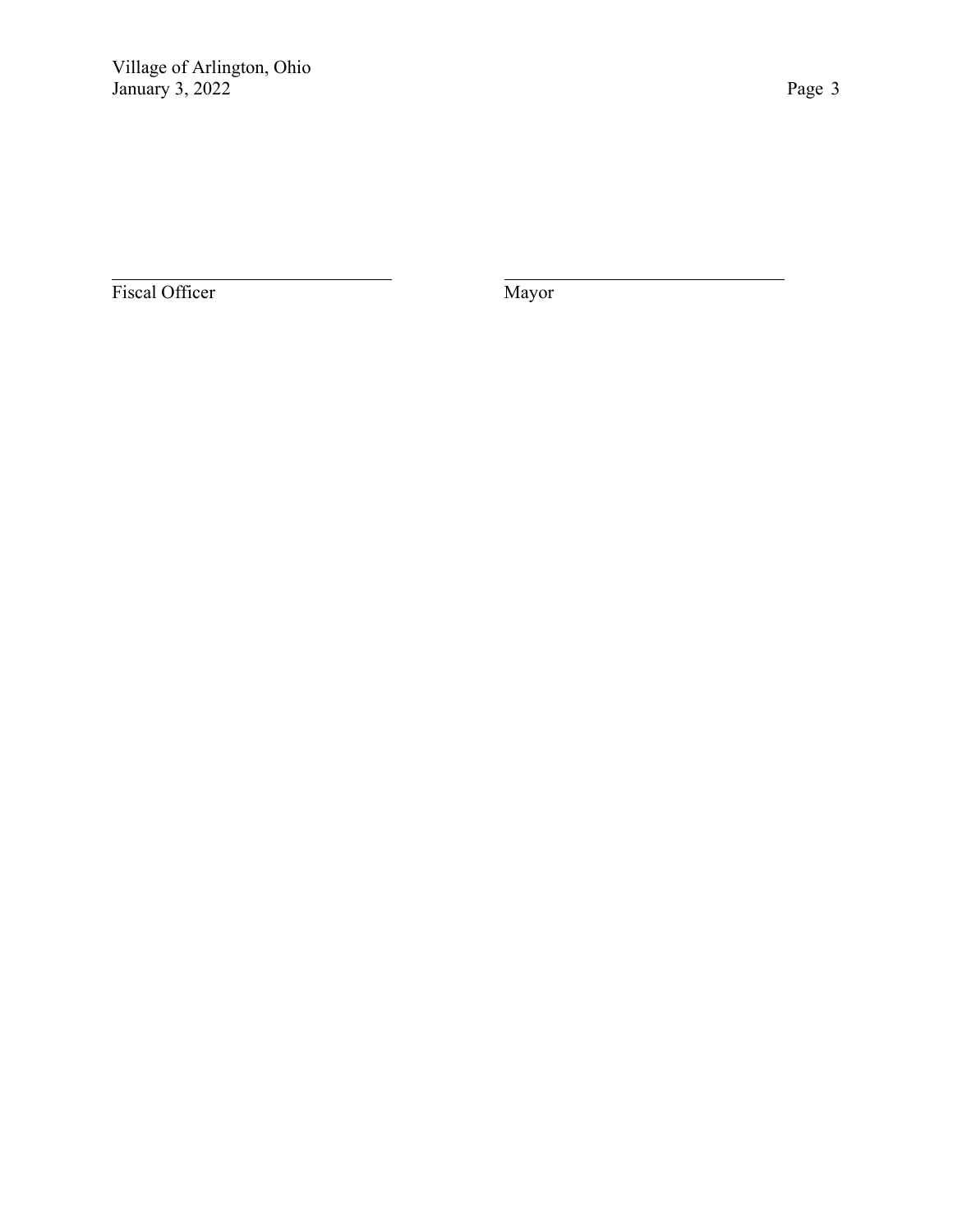\_\_\_\_\_\_\_\_\_\_\_\_\_\_\_\_\_\_\_\_\_\_\_\_\_\_\_\_\_\_ \_\_\_\_\_\_\_\_\_\_\_\_\_\_\_\_\_\_\_\_\_\_\_\_\_\_\_\_\_\_

Fiscal Officer Mayor